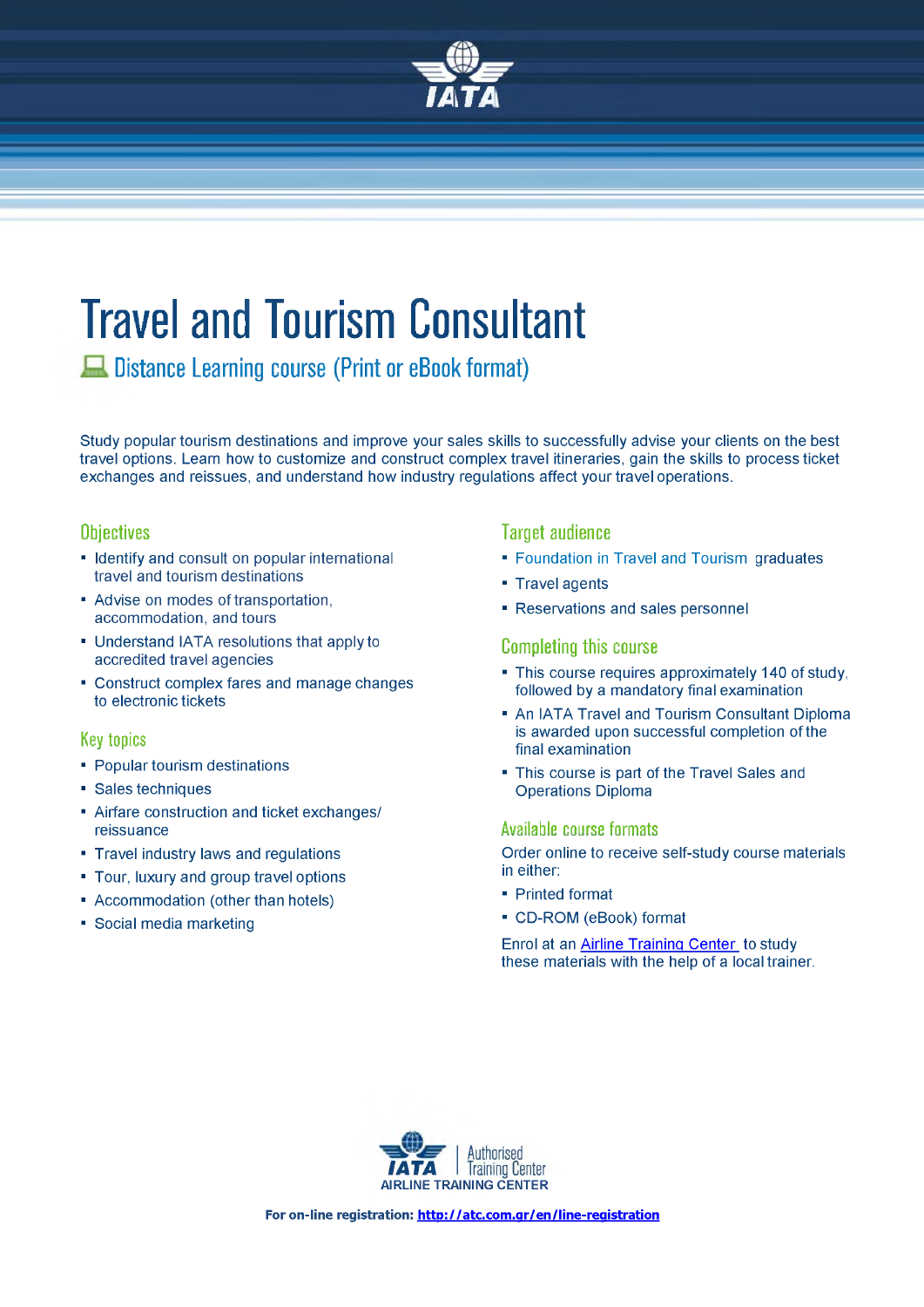# Travel and Tourism Consultant

## Distance Learning course (Print or eBook format)

Study popular tourism destinations and improve your sales skills to successfully advise your clients on the best travel options. Learn how to customize and construct complex travel itineraries, gain the skills to process ticket exchanges and reissues, and understand how industry regulations affect your travel operations.

### Objectives

- Identify and consult on popular international travel and tourism destinations
- Advise on modes of transportation, accommodation, and tours
- Understand IATA resolutions that apply to accredited travel agencies
- Construct complex fares and manage changes to electronic tickets

### Key topics

- Popular tourism destinations
- Sales techniques
- Airfare construction and ticket exchanges/ reissuance
- Travel industry laws and regulations
- Tour, luxury and group travel options
- Accommodation (other than hotels)
- Social media marketing

### Target audience

- Foundation in Travel and Tourism graduates
- Travel agents
- Reservations and sales personnel

### Completing this course

- This course requires approximately 140 of study, followed by a mandatory final examination
- An IATA Travel and Tourism Consultant Diploma is awarded upon successful completion of the final examination
- This course is part of the Travel Sales and Operations Diploma

### Available course formats

Order online to receive self-study course materials in either:

- Printed format
- CD-ROM (eBook) format

Enrol at an Airline Training Center to study these materials with the help of a local trainer.

IATA Authorised Training Center
AIRLINE TRAINING CENTER

**For on-line registration: http://atc.com.gr/en/line-registration**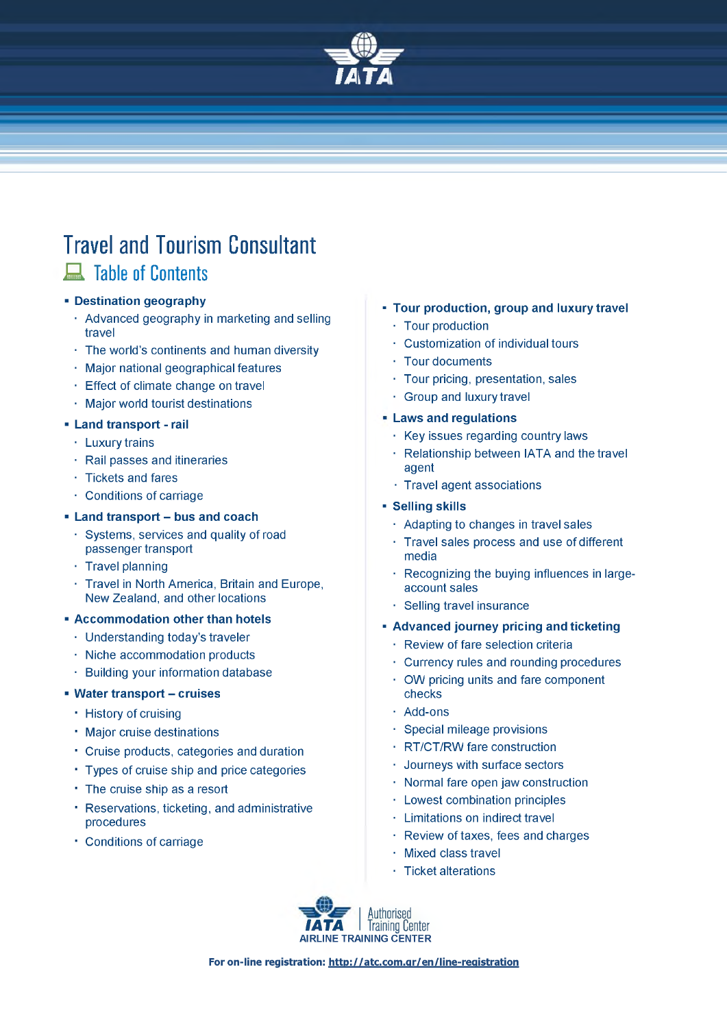# Travel and Tourism Consultant

## Table of Contents

- **Destination geography**
  - Advanced geography in marketing and selling travel
  - The world's continents and human diversity
  - Major national geographical features
  - Effect of climate change on travel
  - Major world tourist destinations
- **Land transport - rail**
  - Luxury trains
  - Rail passes and itineraries
  - Tickets and fares
  - Conditions of carriage
- **Land transport – bus and coach**
  - Systems, services and quality of road passenger transport
  - Travel planning
  - Travel in North America, Britain and Europe, New Zealand, and other locations
- **Accommodation other than hotels**
  - Understanding today's traveler
  - Niche accommodation products
  - Building your information database
- **Water transport – cruises**
  - History of cruising
  - Major cruise destinations
  - Cruise products, categories and duration
  - Types of cruise ship and price categories
  - The cruise ship as a resort
  - Reservations, ticketing, and administrative procedures
  - Conditions of carriage
- **Tour production, group and luxury travel**
  - Tour production
  - Customization of individual tours
  - Tour documents
  - Tour pricing, presentation, sales
  - Group and luxury travel
- **Laws and regulations**
  - Key issues regarding country laws
  - Relationship between IATA and the travel agent
  - Travel agent associations
- **Selling skills**
  - Adapting to changes in travel sales
  - Travel sales process and use of different media
  - Recognizing the buying influences in large-account sales
  - Selling travel insurance
- **Advanced journey pricing and ticketing**
  - Review of fare selection criteria
  - Currency rules and rounding procedures
  - OW pricing units and fare component checks
  - Add-ons
  - Special mileage provisions
  - RT/CT/RW fare construction
  - Journeys with surface sectors
  - Normal fare open jaw construction
  - Lowest combination principles
  - Limitations on indirect travel
  - Review of taxes, fees and charges
  - Mixed class travel
  - Ticket alterations

IATA | Authorised Training Center
AIRLINE TRAINING CENTER

**For on-line registration:** http://atc.com.gr/en/line-registration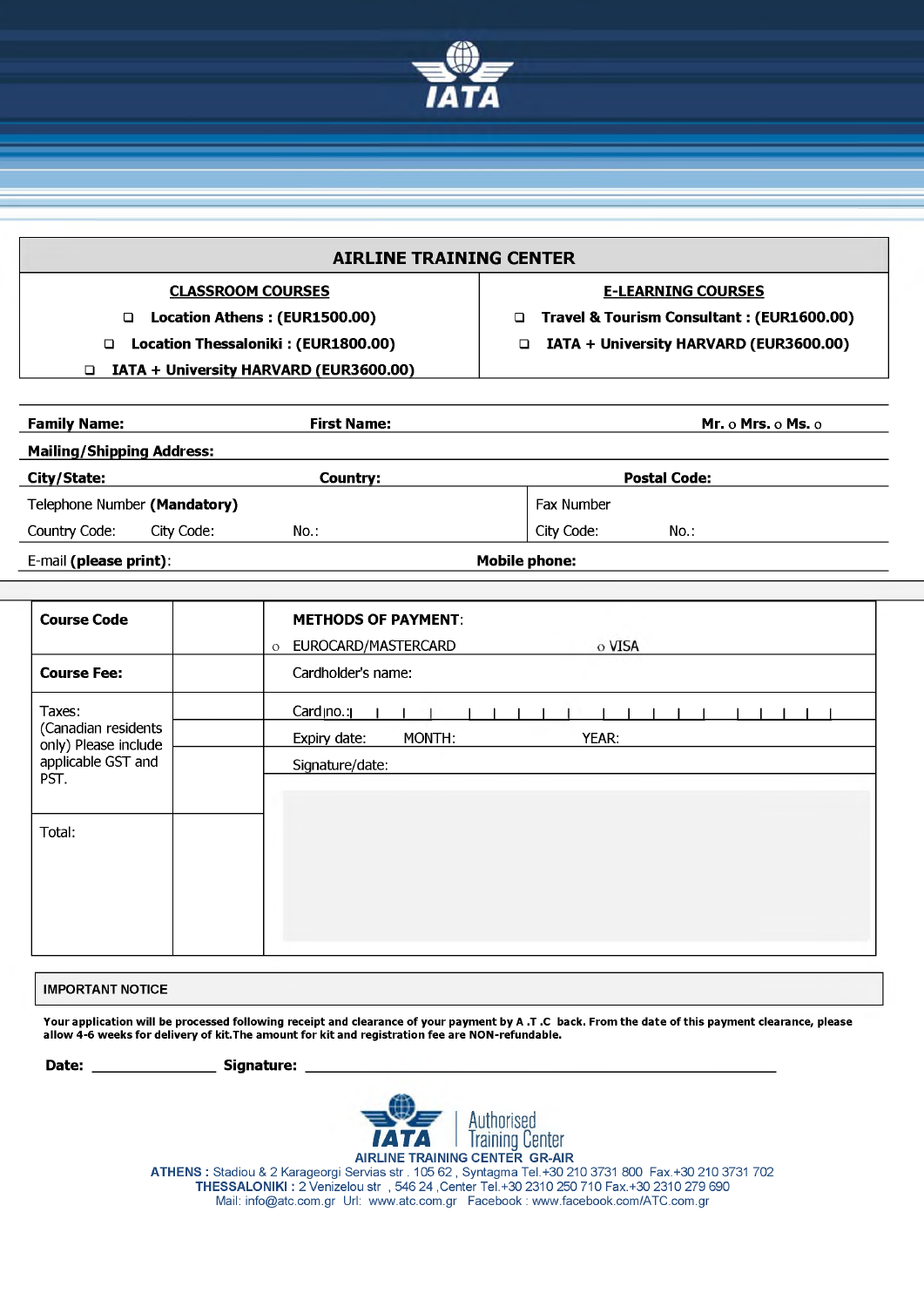IATA

# AIRLINE TRAINING CENTER

| CLASSROOM COURSES | E-LEARNING COURSES |
|---|---|
| ❑ Location Athens : (EUR1500.00) | ❑ Travel & Tourism Consultant : (EUR1600.00) |
| ❑ Location Thessaloniki : (EUR1800.00) | ❑ IATA + University HARVARD (EUR3600.00) |
| ❑ IATA + University HARVARD (EUR3600.00) | |

**Family Name:** **First Name:** **Mr.** o **Mrs.** o **Ms.** o

**Mailing/Shipping Address:**

**City/State:** **Country:** **Postal Code:**

| Telephone Number **(Mandatory)** | Fax Number |
|---|---|
| Country Code: City Code: No.: | City Code: No.: |

E-mail **(please print)**: **Mobile phone:**

| | | |
|---|---|---|
| **Course Code** | | **METHODS OF PAYMENT**:<br>o EUROCARD/MASTERCARD o VISA |
| **Course Fee:** | | Cardholder's name: |
| Taxes:<br>(Canadian residents only) Please include applicable GST and PST. | | Card no.: |
| | | Expiry date: MONTH: YEAR: |
| | | Signature/date: |
| Total: | | |

IMPORTANT NOTICE

**Your application will be processed following receipt and clearance of your payment by A .T .C back. From the date of this payment clearance, please allow 4-6 weeks for delivery of kit.The amount for kit and registration fee are NON-refundable.**

**Date:** ________________ **Signature:** ________________________________________

IATA | Authorised Training Center

AIRLINE TRAINING CENTER GR-AIR

**ATHENS :** Stadiou & 2 Karageorgi Servias str . 105 62 , Syntagma Tel.+30 210 3731 800 Fax.+30 210 3731 702

**THESSALONIKI :** 2 Venizelou str , 546 24 ,Center Tel.+30 2310 250 710 Fax.+30 2310 279 690

Mail: info@atc.com.gr Url: www.atc.com.gr Facebook : www.facebook.com/ATC.com.gr